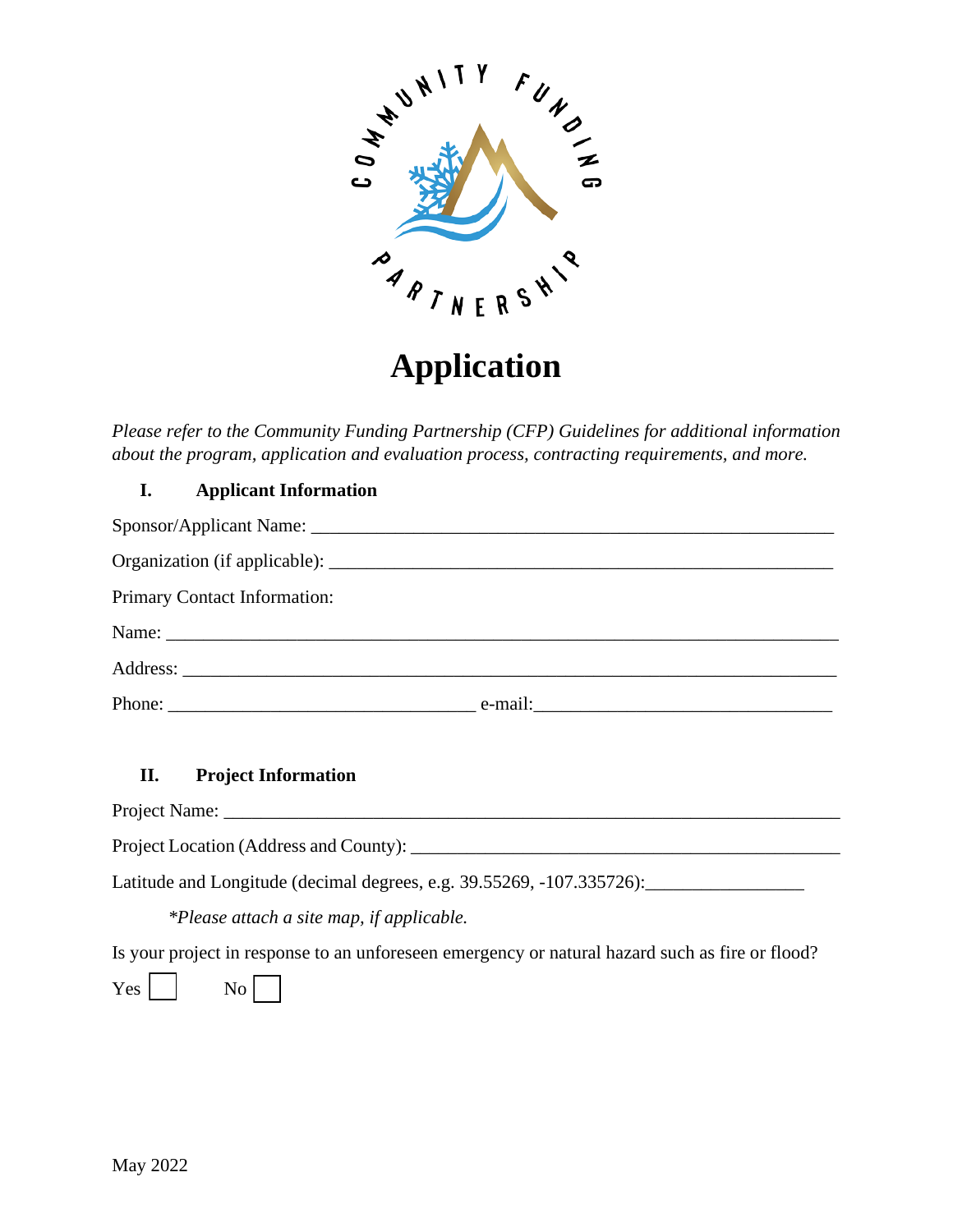COMMUNITY FUNDING PARTNERSHIP

# Application

*Please refer to the Community Funding Partnership (CFP) Guidelines for additional information about the program, application and evaluation process, contracting requirements, and more.*

## I. Applicant Information

Sponsor/Applicant Name: ___________________________________________________________

Organization (if applicable): _______________________________________________________

Primary Contact Information:

Name: _________________________________________________________________________

Address: _______________________________________________________________________

Phone: ________________________________ e-mail:________________________________

## II. Project Information

Project Name: ___________________________________________________________________

Project Location (Address and County): _____________________________________________

Latitude and Longitude (decimal degrees, e.g. 39.55269, -107.335726):_________________

*\*Please attach a site map, if applicable.*

Is your project in response to an unforeseen emergency or natural hazard such as fire or flood?

Yes ☐ No ☐

May 2022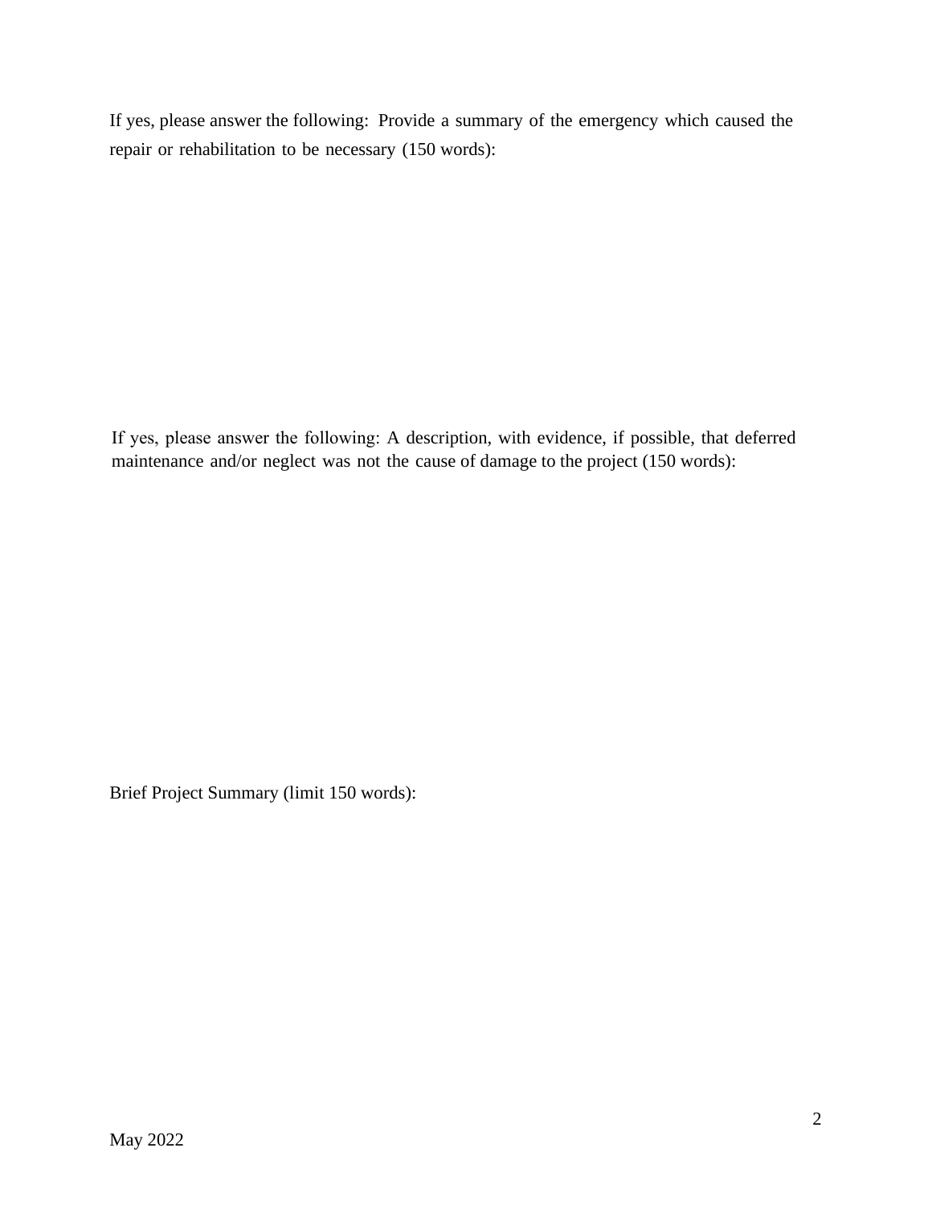If yes, please answer the following: Provide a summary of the emergency which caused the repair or rehabilitation to be necessary (150 words):

If yes, please answer the following: A description, with evidence, if possible, that deferred maintenance and/or neglect was not the cause of damage to the project (150 words):

Brief Project Summary (limit 150 words):

May 2022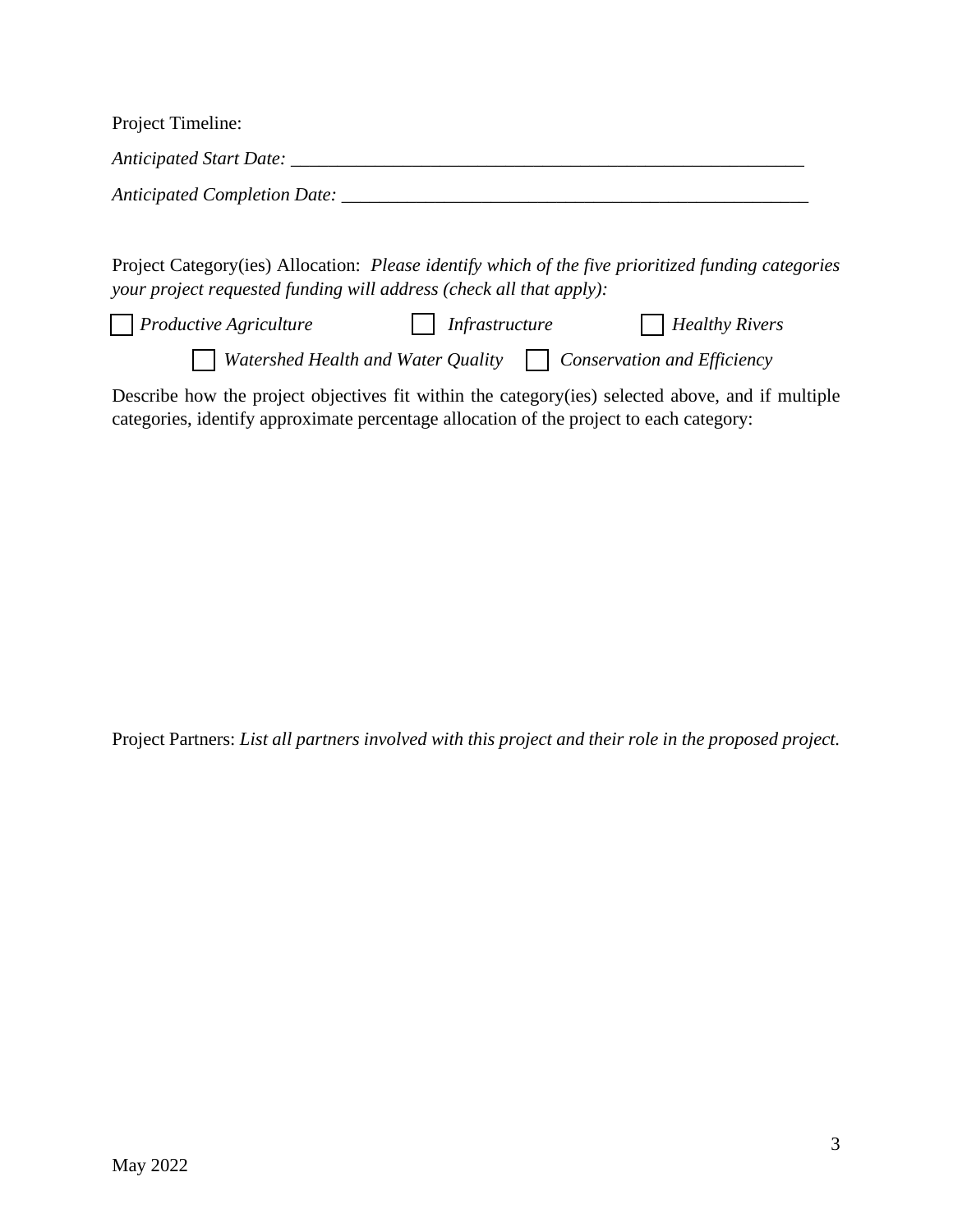Project Timeline:

*Anticipated Start Date:* ___________________________________________________________

*Anticipated Completion Date:* ____________________________________________________

Project Category(ies) Allocation: *Please identify which of the five prioritized funding categories your project requested funding will address (check all that apply):*

☐ *Productive Agriculture* ☐ *Infrastructure* ☐ *Healthy Rivers*

☐ *Watershed Health and Water Quality* ☐ *Conservation and Efficiency*

Describe how the project objectives fit within the category(ies) selected above, and if multiple categories, identify approximate percentage allocation of the project to each category:

Project Partners: *List all partners involved with this project and their role in the proposed project.*

May 2022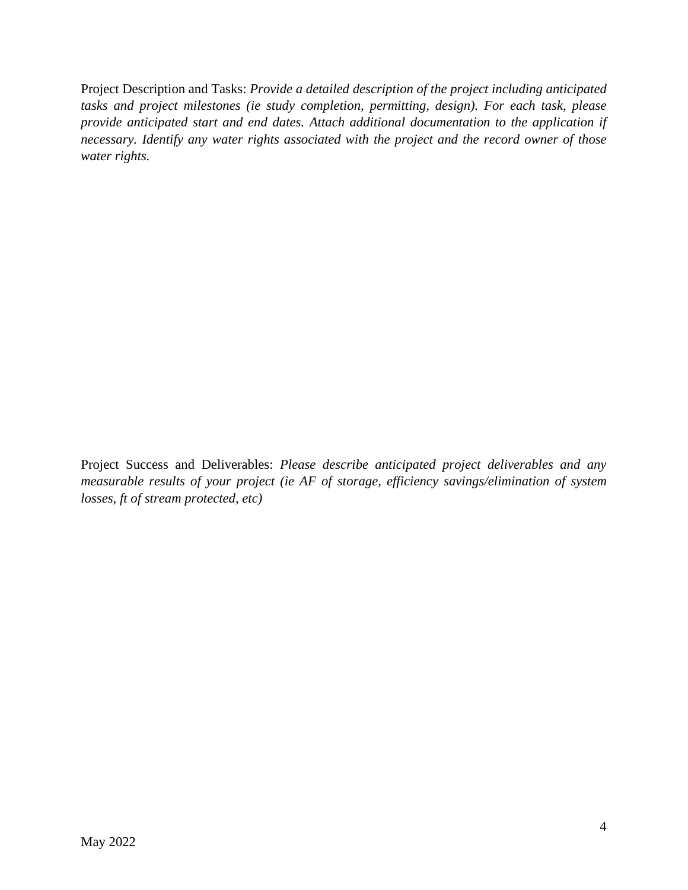Project Description and Tasks: *Provide a detailed description of the project including anticipated tasks and project milestones (ie study completion, permitting, design). For each task, please provide anticipated start and end dates. Attach additional documentation to the application if necessary. Identify any water rights associated with the project and the record owner of those water rights.*

Project Success and Deliverables: *Please describe anticipated project deliverables and any measurable results of your project (ie AF of storage, efficiency savings/elimination of system losses, ft of stream protected, etc)*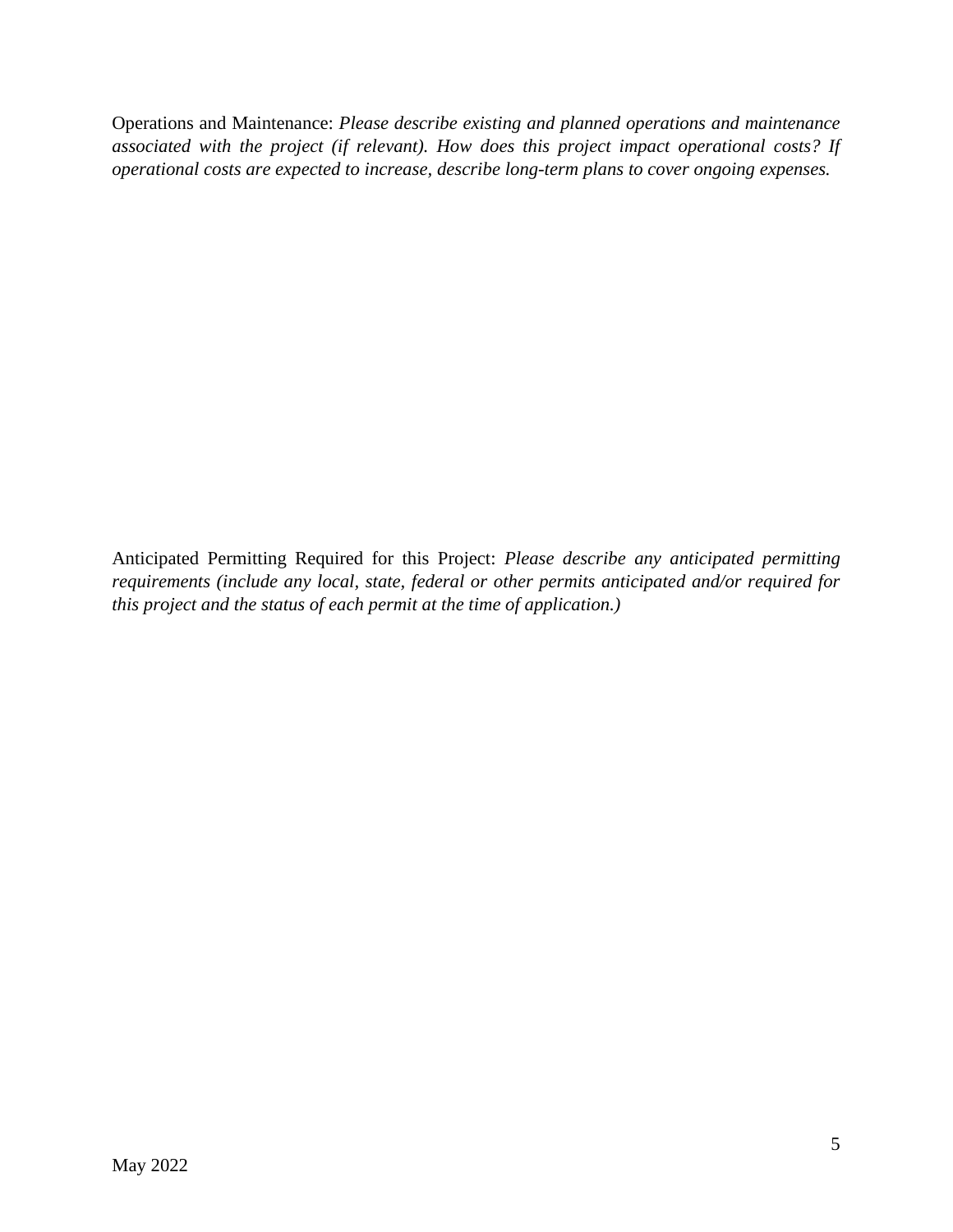Operations and Maintenance: *Please describe existing and planned operations and maintenance associated with the project (if relevant). How does this project impact operational costs? If operational costs are expected to increase, describe long-term plans to cover ongoing expenses.*

Anticipated Permitting Required for this Project: *Please describe any anticipated permitting requirements (include any local, state, federal or other permits anticipated and/or required for this project and the status of each permit at the time of application.)*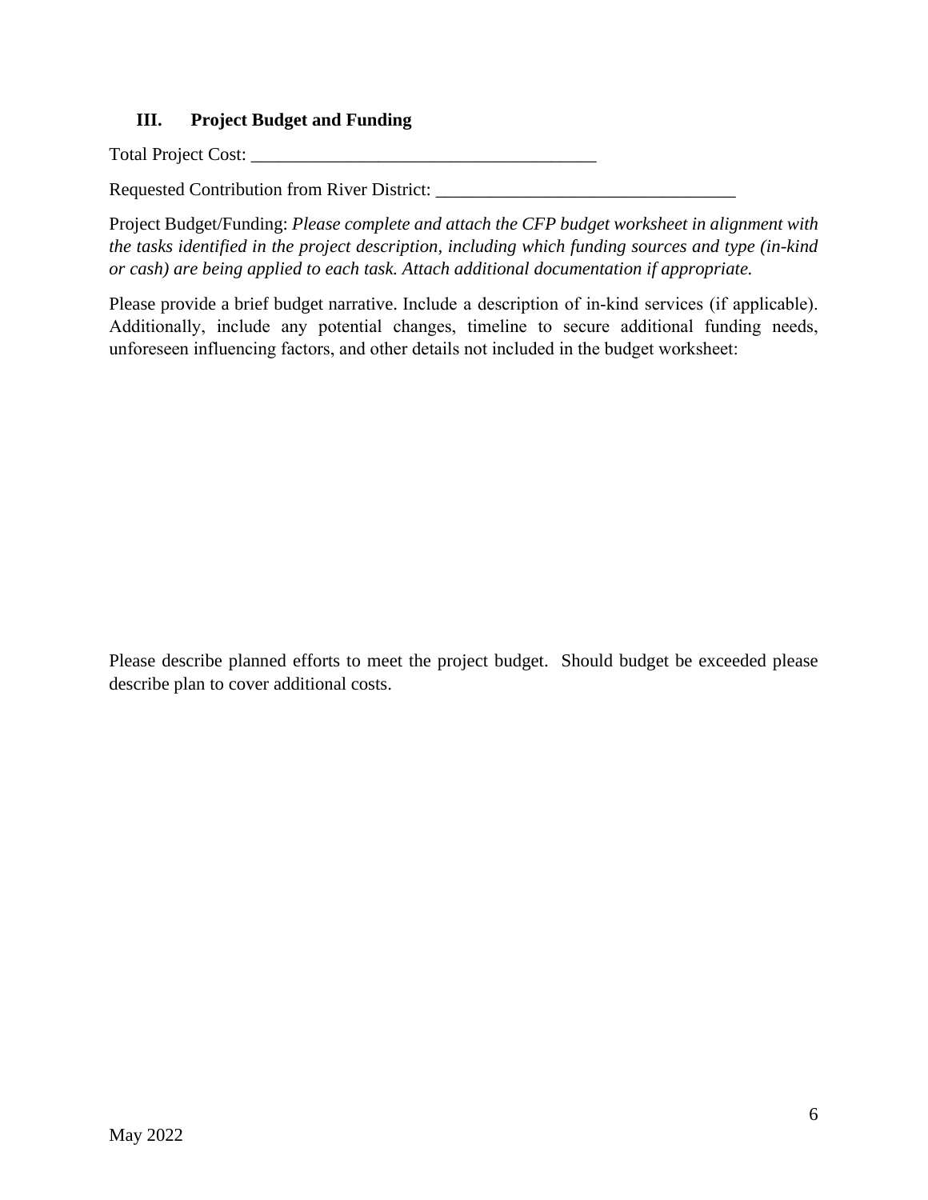## III. Project Budget and Funding

Total Project Cost: ________________________________________

Requested Contribution from River District: _________________________________

Project Budget/Funding: *Please complete and attach the CFP budget worksheet in alignment with the tasks identified in the project description, including which funding sources and type (in-kind or cash) are being applied to each task. Attach additional documentation if appropriate.*

Please provide a brief budget narrative. Include a description of in-kind services (if applicable). Additionally, include any potential changes, timeline to secure additional funding needs, unforeseen influencing factors, and other details not included in the budget worksheet:

Please describe planned efforts to meet the project budget. Should budget be exceeded please describe plan to cover additional costs.

May 2022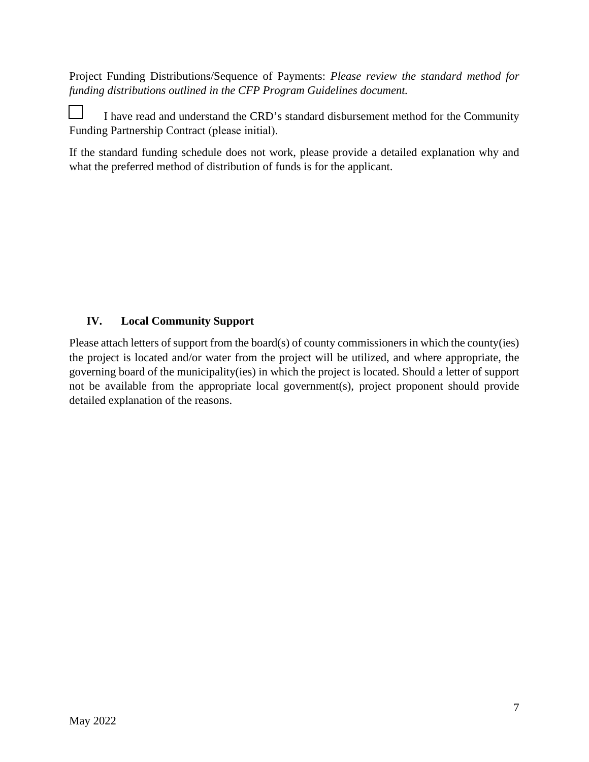Project Funding Distributions/Sequence of Payments: *Please review the standard method for funding distributions outlined in the CFP Program Guidelines document.*

☐ I have read and understand the CRD's standard disbursement method for the Community Funding Partnership Contract (please initial).

If the standard funding schedule does not work, please provide a detailed explanation why and what the preferred method of distribution of funds is for the applicant.

## IV. Local Community Support

Please attach letters of support from the board(s) of county commissioners in which the county(ies) the project is located and/or water from the project will be utilized, and where appropriate, the governing board of the municipality(ies) in which the project is located. Should a letter of support not be available from the appropriate local government(s), project proponent should provide detailed explanation of the reasons.

May 2022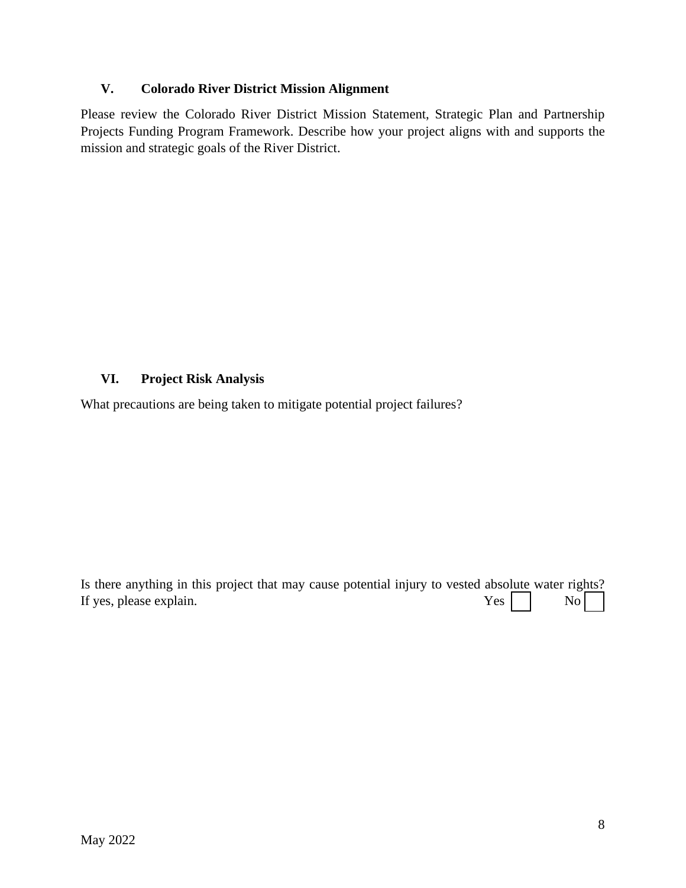## V. Colorado River District Mission Alignment

Please review the Colorado River District Mission Statement, Strategic Plan and Partnership Projects Funding Program Framework. Describe how your project aligns with and supports the mission and strategic goals of the River District.

## VI. Project Risk Analysis

What precautions are being taken to mitigate potential project failures?

Is there anything in this project that may cause potential injury to vested absolute water rights? If yes, please explain. Yes ☐ No ☐

May 2022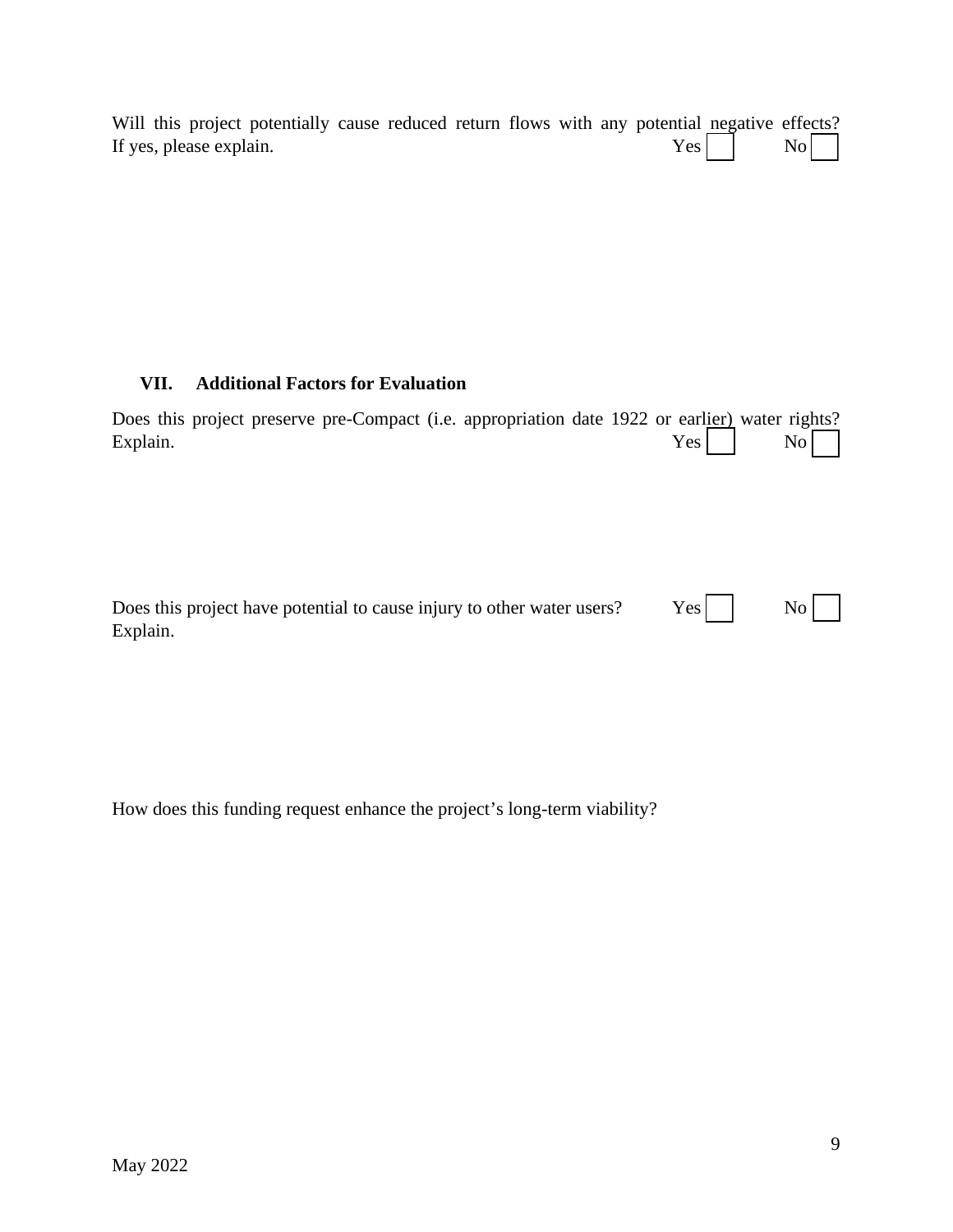Will this project potentially cause reduced return flows with any potential negative effects? If yes, please explain. Yes ☐ No ☐

## VII. Additional Factors for Evaluation

Does this project preserve pre-Compact (i.e. appropriation date 1922 or earlier) water rights? Explain. Yes ☐ No ☐

Does this project have potential to cause injury to other water users? Yes ☐ No ☐
Explain.

How does this funding request enhance the project's long-term viability?

May 2022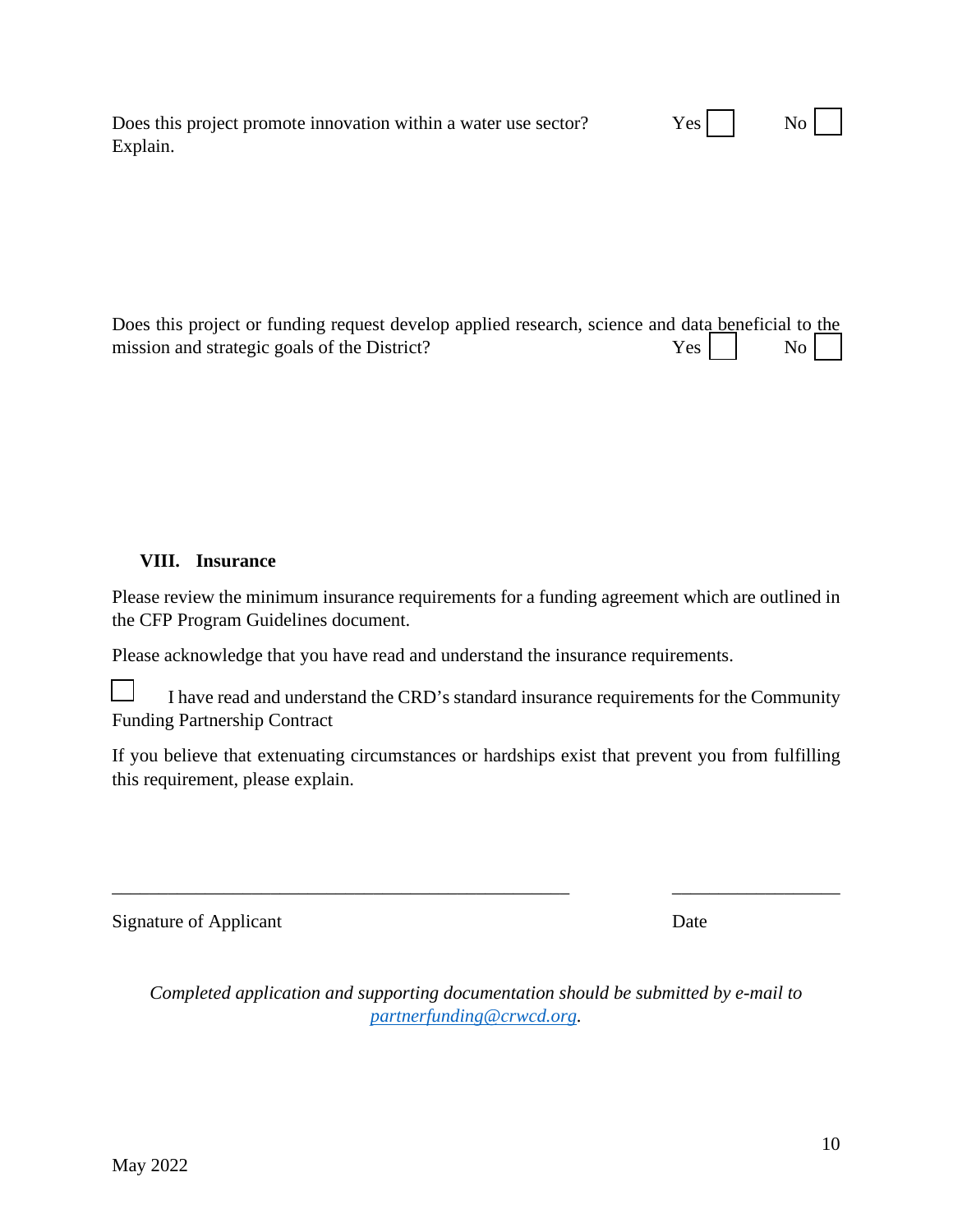Does this project promote innovation within a water use sector? Yes ☐ No ☐
Explain.

Does this project or funding request develop applied research, science and data beneficial to the mission and strategic goals of the District? Yes ☐ No ☐

## VIII. Insurance

Please review the minimum insurance requirements for a funding agreement which are outlined in the CFP Program Guidelines document.

Please acknowledge that you have read and understand the insurance requirements.

☐ I have read and understand the CRD's standard insurance requirements for the Community Funding Partnership Contract

If you believe that extenuating circumstances or hardships exist that prevent you from fulfilling this requirement, please explain.

\_\_\_\_\_\_\_\_\_\_\_\_\_\_\_\_\_\_\_\_\_\_\_\_\_\_\_\_\_\_\_\_\_\_\_\_\_\_\_\_\_\_\_\_\_\_\_\_ \_\_\_\_\_\_\_\_\_\_\_\_\_\_\_\_\_\_

Signature of Applicant Date

*Completed application and supporting documentation should be submitted by e-mail to [partnerfunding@crwcd.org](mailto:partnerfunding@crwcd.org).*

May 2022